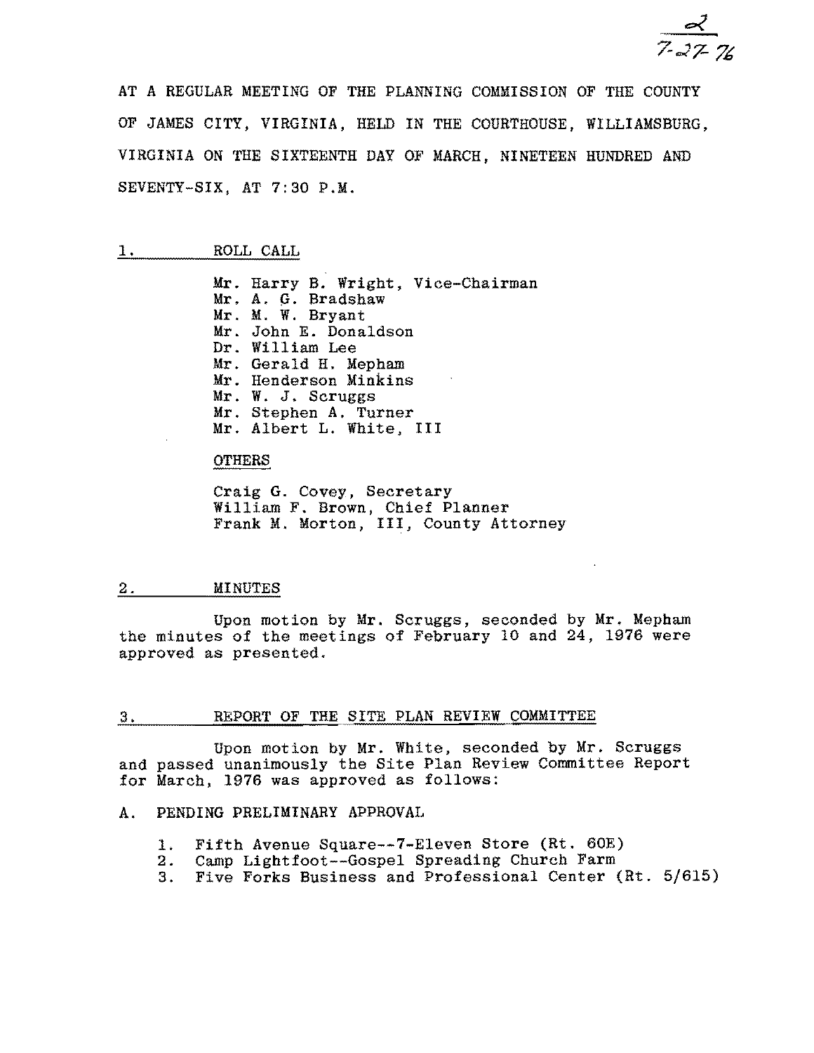2
7-27-76

AT A REGULAR MEETING OF THE PLANNING COMMISSION OF THE COUNTY OF JAMES CITY, VIRGINIA, HELD IN THE COURTHOUSE, WILLIAMSBURG, VIRGINIA ON THE SIXTEENTH DAY OF MARCH, NINETEEN HUNDRED AND SEVENTY-SIX, AT 7:30 P.M.

## 1. ROLL CALL

Mr. Harry B. Wright, Vice-Chairman
Mr. A. G. Bradshaw
Mr. M. W. Bryant
Mr. John E. Donaldson
Dr. William Lee
Mr. Gerald H. Mepham
Mr. Henderson Minkins
Mr. W. J. Scruggs
Mr. Stephen A. Turner
Mr. Albert L. White, III

OTHERS

Craig G. Covey, Secretary
William F. Brown, Chief Planner
Frank M. Morton, III, County Attorney

## 2. MINUTES

Upon motion by Mr. Scruggs, seconded by Mr. Mepham the minutes of the meetings of February 10 and 24, 1976 were approved as presented.

## 3. REPORT OF THE SITE PLAN REVIEW COMMITTEE

Upon motion by Mr. White, seconded by Mr. Scruggs and passed unanimously the Site Plan Review Committee Report for March, 1976 was approved as follows:

A. PENDING PRELIMINARY APPROVAL

1. Fifth Avenue Square--7-Eleven Store (Rt. 60E)
2. Camp Lightfoot--Gospel Spreading Church Farm
3. Five Forks Business and Professional Center (Rt. 5/615)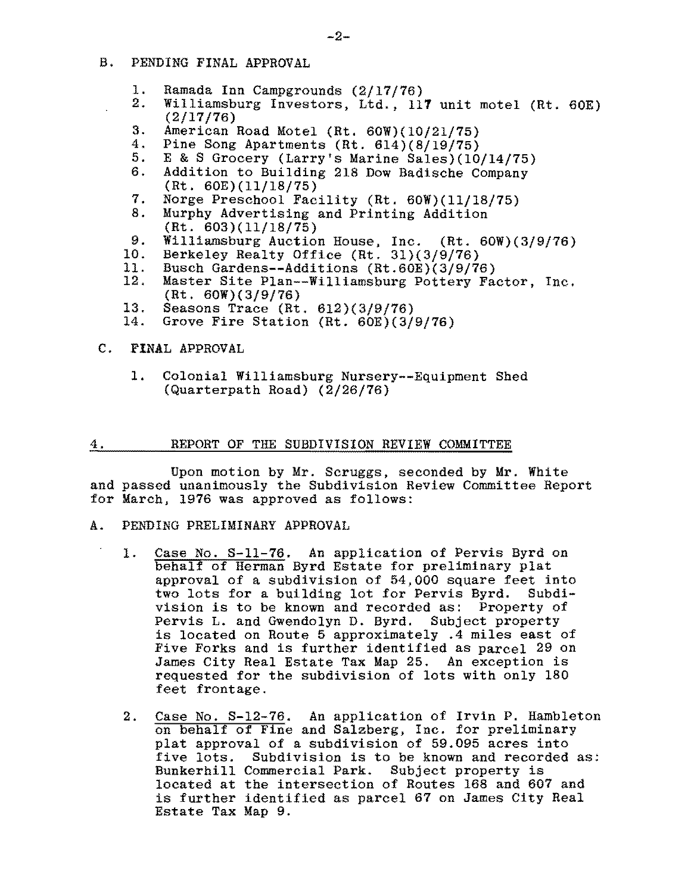B. PENDING FINAL APPROVAL

1. Ramada Inn Campgrounds (2/17/76)
2. Williamsburg Investors, Ltd., 117 unit motel (Rt. 60E) (2/17/76)
3. American Road Motel (Rt. 60W)(10/21/75)
4. Pine Song Apartments (Rt. 614)(8/19/75)
5. E & S Grocery (Larry's Marine Sales)(10/14/75)
6. Addition to Building 218 Dow Badische Company (Rt. 60E)(11/18/75)
7. Norge Preschool Facility (Rt. 60W)(11/18/75)
8. Murphy Advertising and Printing Addition (Rt. 603)(11/18/75)
9. Williamsburg Auction House, Inc. (Rt. 60W)(3/9/76)
10. Berkeley Realty Office (Rt. 31)(3/9/76)
11. Busch Gardens--Additions (Rt.60E)(3/9/76)
12. Master Site Plan--Williamsburg Pottery Factor, Inc. (Rt. 60W)(3/9/76)
13. Seasons Trace (Rt. 612)(3/9/76)
14. Grove Fire Station (Rt. 60E)(3/9/76)

C. FINAL APPROVAL

1. Colonial Williamsburg Nursery--Equipment Shed (Quarterpath Road) (2/26/76)

## 4. REPORT OF THE SUBDIVISION REVIEW COMMITTEE

Upon motion by Mr. Scruggs, seconded by Mr. White and passed unanimously the Subdivision Review Committee Report for March, 1976 was approved as follows:

A. PENDING PRELIMINARY APPROVAL

1. Case No. S-11-76. An application of Pervis Byrd on behalf of Herman Byrd Estate for preliminary plat approval of a subdivision of 54,000 square feet into two lots for a building lot for Pervis Byrd. Subdivision is to be known and recorded as: Property of Pervis L. and Gwendolyn D. Byrd. Subject property is located on Route 5 approximately .4 miles east of Five Forks and is further identified as parcel 29 on James City Real Estate Tax Map 25. An exception is requested for the subdivision of lots with only 180 feet frontage.

2. Case No. S-12-76. An application of Irvin P. Hambleton on behalf of Fine and Salzberg, Inc. for preliminary plat approval of a subdivision of 59.095 acres into five lots. Subdivision is to be known and recorded as: Bunkerhill Commercial Park. Subject property is located at the intersection of Routes 168 and 607 and is further identified as parcel 67 on James City Real Estate Tax Map 9.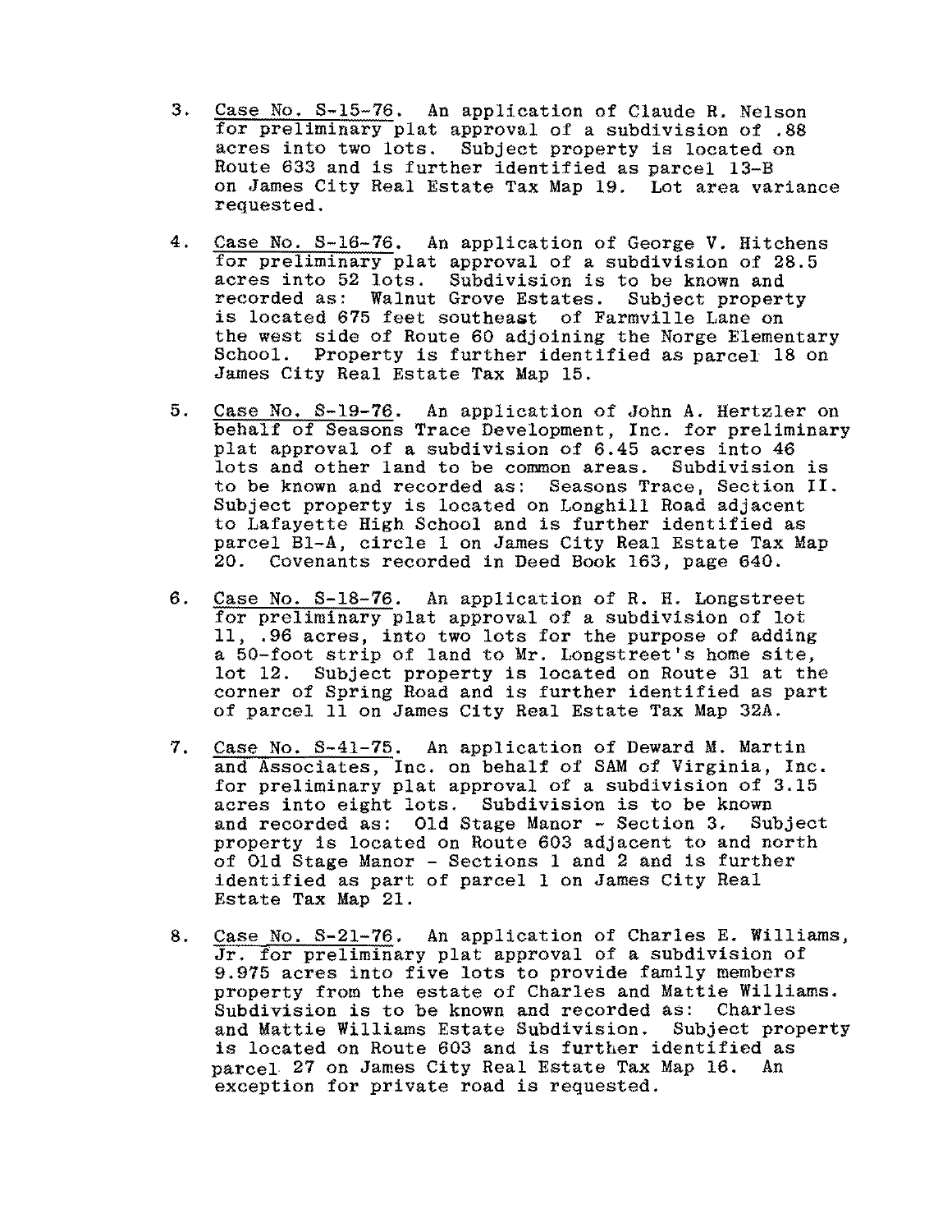3. Case No. S-15-76. An application of Claude R. Nelson for preliminary plat approval of a subdivision of .88 acres into two lots. Subject property is located on Route 633 and is further identified as parcel 13-B on James City Real Estate Tax Map 19. Lot area variance requested.

4. Case No. S-16-76. An application of George V. Hitchens for preliminary plat approval of a subdivision of 28.5 acres into 52 lots. Subdivision is to be known and recorded as: Walnut Grove Estates. Subject property is located 675 feet southeast of Farmville Lane on the west side of Route 60 adjoining the Norge Elementary School. Property is further identified as parcel 18 on James City Real Estate Tax Map 15.

5. Case No. S-19-76. An application of John A. Hertzler on behalf of Seasons Trace Development, Inc. for preliminary plat approval of a subdivision of 6.45 acres into 46 lots and other land to be common areas. Subdivision is to be known and recorded as: Seasons Trace, Section II. Subject property is located on Longhill Road adjacent to Lafayette High School and is further identified as parcel B1-A, circle 1 on James City Real Estate Tax Map 20. Covenants recorded in Deed Book 163, page 640.

6. Case No. S-18-76. An application of R. H. Longstreet for preliminary plat approval of a subdivision of lot 11, .96 acres, into two lots for the purpose of adding a 50-foot strip of land to Mr. Longstreet's home site, lot 12. Subject property is located on Route 31 at the corner of Spring Road and is further identified as part of parcel 11 on James City Real Estate Tax Map 32A.

7. Case No. S-41-75. An application of Deward M. Martin and Associates, Inc. on behalf of SAM of Virginia, Inc. for preliminary plat approval of a subdivision of 3.15 acres into eight lots. Subdivision is to be known and recorded as: Old Stage Manor - Section 3. Subject property is located on Route 603 adjacent to and north of Old Stage Manor - Sections 1 and 2 and is further identified as part of parcel 1 on James City Real Estate Tax Map 21.

8. Case No. S-21-76. An application of Charles E. Williams, Jr. for preliminary plat approval of a subdivision of 9.975 acres into five lots to provide family members property from the estate of Charles and Mattie Williams. Subdivision is to be known and recorded as: Charles and Mattie Williams Estate Subdivision. Subject property is located on Route 603 and is further identified as parcel 27 on James City Real Estate Tax Map 16. An exception for private road is requested.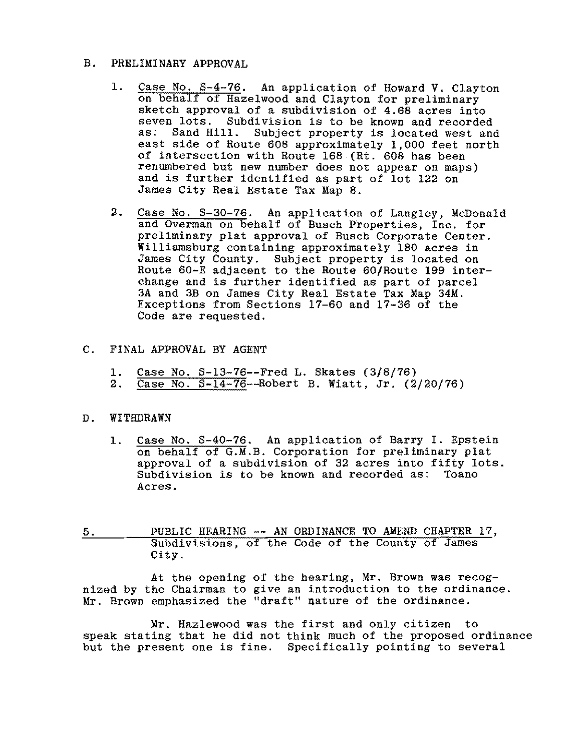B. PRELIMINARY APPROVAL

1. Case No. S-4-76. An application of Howard V. Clayton on behalf of Hazelwood and Clayton for preliminary sketch approval of a subdivision of 4.68 acres into seven lots. Subdivision is to be known and recorded as: Sand Hill. Subject property is located west and east side of Route 608 approximately 1,000 feet north of intersection with Route 168 (Rt. 608 has been renumbered but new number does not appear on maps) and is further identified as part of lot 122 on James City Real Estate Tax Map 8.

2. Case No. S-30-76. An application of Langley, McDonald and Overman on behalf of Busch Properties, Inc. for preliminary plat approval of Busch Corporate Center. Williamsburg containing approximately 180 acres in James City County. Subject property is located on Route 60-E adjacent to the Route 60/Route 199 interchange and is further identified as part of parcel 3A and 3B on James City Real Estate Tax Map 34M. Exceptions from Sections 17-60 and 17-36 of the Code are requested.

C. FINAL APPROVAL BY AGENT

1. Case No. S-13-76--Fred L. Skates (3/8/76)
2. Case No. S-14-76--Robert B. Wiatt, Jr. (2/20/76)

D. WITHDRAWN

1. Case No. S-40-76. An application of Barry I. Epstein on behalf of G.M.B. Corporation for preliminary plat approval of a subdivision of 32 acres into fifty lots. Subdivision is to be known and recorded as: Toano Acres.

5. PUBLIC HEARING -- AN ORDINANCE TO AMEND CHAPTER 17, Subdivisions, of the Code of the County of James City.

At the opening of the hearing, Mr. Brown was recognized by the Chairman to give an introduction to the ordinance. Mr. Brown emphasized the "draft" nature of the ordinance.

Mr. Hazlewood was the first and only citizen to speak stating that he did not think much of the proposed ordinance but the present one is fine. Specifically pointing to several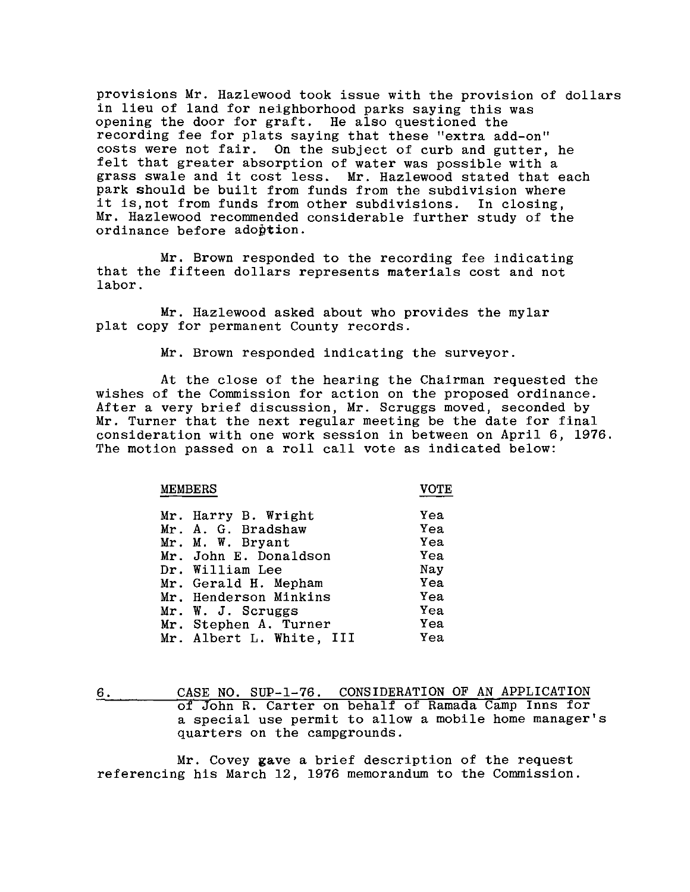provisions Mr. Hazlewood took issue with the provision of dollars in lieu of land for neighborhood parks saying this was opening the door for graft. He also questioned the recording fee for plats saying that these "extra add-on" costs were not fair. On the subject of curb and gutter, he felt that greater absorption of water was possible with a grass swale and it cost less. Mr. Hazlewood stated that each park should be built from funds from the subdivision where it is,not from funds from other subdivisions. In closing, Mr. Hazlewood recommended considerable further study of the ordinance before adoption.

Mr. Brown responded to the recording fee indicating that the fifteen dollars represents materials cost and not labor.

Mr. Hazlewood asked about who provides the mylar plat copy for permanent County records.

Mr. Brown responded indicating the surveyor.

At the close of the hearing the Chairman requested the wishes of the Commission for action on the proposed ordinance. After a very brief discussion, Mr. Scruggs moved, seconded by Mr. Turner that the next regular meeting be the date for final consideration with one work session in between on April 6, 1976. The motion passed on a roll call vote as indicated below:

| MEMBERS | VOTE |
|---|---|
| Mr. Harry B. Wright | Yea |
| Mr. A. G. Bradshaw | Yea |
| Mr. M. W. Bryant | Yea |
| Mr. John E. Donaldson | Yea |
| Dr. William Lee | Nay |
| Mr. Gerald H. Mepham | Yea |
| Mr. Henderson Minkins | Yea |
| Mr. W. J. Scruggs | Yea |
| Mr. Stephen A. Turner | Yea |
| Mr. Albert L. White, III | Yea |

6. CASE NO. SUP-1-76. CONSIDERATION OF AN APPLICATION of John R. Carter on behalf of Ramada Camp Inns for a special use permit to allow a mobile home manager's quarters on the campgrounds.

Mr. Covey gave a brief description of the request referencing his March 12, 1976 memorandum to the Commission.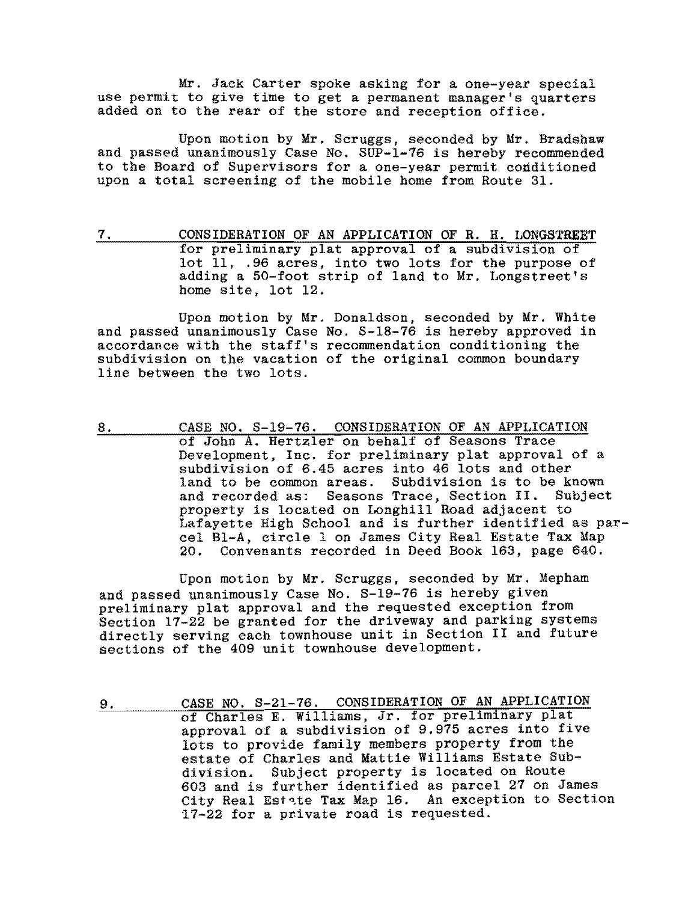Mr. Jack Carter spoke asking for a one-year special use permit to give time to get a permanent manager's quarters added on to the rear of the store and reception office.

Upon motion by Mr. Scruggs, seconded by Mr. Bradshaw and passed unanimously Case No. SUP-1-76 is hereby recommended to the Board of Supervisors for a one-year permit conditioned upon a total screening of the mobile home from Route 31.

7. CONSIDERATION OF AN APPLICATION OF R. H. LONGSTREET for preliminary plat approval of a subdivision of lot 11, .96 acres, into two lots for the purpose of adding a 50-foot strip of land to Mr. Longstreet's home site, lot 12.

Upon motion by Mr. Donaldson, seconded by Mr. White and passed unanimously Case No. S-18-76 is hereby approved in accordance with the staff's recommendation conditioning the subdivision on the vacation of the original common boundary line between the two lots.

8. CASE NO. S-19-76. CONSIDERATION OF AN APPLICATION of John A. Hertzler on behalf of Seasons Trace Development, Inc. for preliminary plat approval of a subdivision of 6.45 acres into 46 lots and other land to be common areas. Subdivision is to be known and recorded as: Seasons Trace, Section II. Subject property is located on Longhill Road adjacent to Lafayette High School and is further identified as parcel B1-A, circle 1 on James City Real Estate Tax Map 20. Convenants recorded in Deed Book 163, page 640.

Upon motion by Mr. Scruggs, seconded by Mr. Mepham and passed unanimously Case No. S-19-76 is hereby given preliminary plat approval and the requested exception from Section 17-22 be granted for the driveway and parking systems directly serving each townhouse unit in Section II and future sections of the 409 unit townhouse development.

9. CASE NO. S-21-76. CONSIDERATION OF AN APPLICATION of Charles E. Williams, Jr. for preliminary plat approval of a subdivision of 9.975 acres into five lots to provide family members property from the estate of Charles and Mattie Williams Estate Subdivision. Subject property is located on Route 603 and is further identified as parcel 27 on James City Real Estate Tax Map 16. An exception to Section 17-22 for a private road is requested.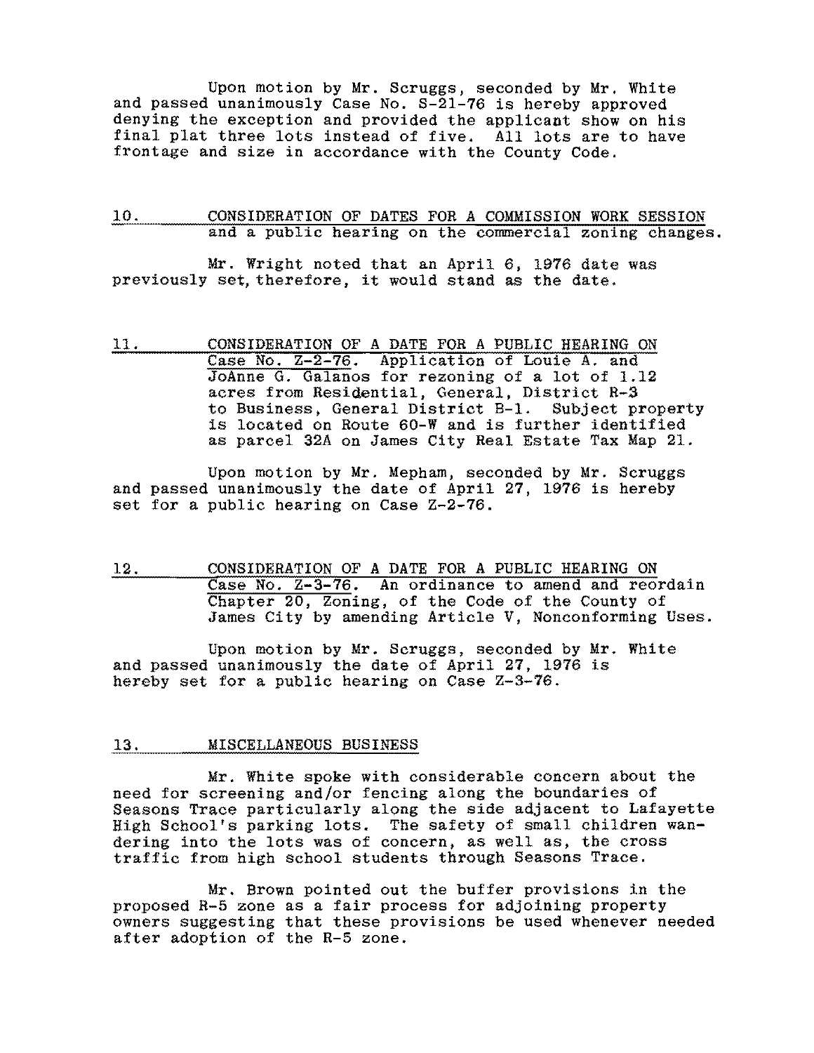Upon motion by Mr. Scruggs, seconded by Mr. White and passed unanimously Case No. S-21-76 is hereby approved denying the exception and provided the applicant show on his final plat three lots instead of five. All lots are to have frontage and size in accordance with the County Code.

10. CONSIDERATION OF DATES FOR A COMMISSION WORK SESSION and a public hearing on the commercial zoning changes.

Mr. Wright noted that an April 6, 1976 date was previously set, therefore, it would stand as the date.

11. CONSIDERATION OF A DATE FOR A PUBLIC HEARING ON Case No. Z-2-76. Application of Louie A. and JoAnne G. Galanos for rezoning of a lot of 1.12 acres from Residential, General, District R-3 to Business, General District B-1. Subject property is located on Route 60-W and is further identified as parcel 32A on James City Real Estate Tax Map 21.

Upon motion by Mr. Mepham, seconded by Mr. Scruggs and passed unanimously the date of April 27, 1976 is hereby set for a public hearing on Case Z-2-76.

12. CONSIDERATION OF A DATE FOR A PUBLIC HEARING ON Case No. Z-3-76. An ordinance to amend and reordain Chapter 20, Zoning, of the Code of the County of James City by amending Article V, Nonconforming Uses.

Upon motion by Mr. Scruggs, seconded by Mr. White and passed unanimously the date of April 27, 1976 is hereby set for a public hearing on Case Z-3-76.

13. MISCELLANEOUS BUSINESS

Mr. White spoke with considerable concern about the need for screening and/or fencing along the boundaries of Seasons Trace particularly along the side adjacent to Lafayette High School's parking lots. The safety of small children wandering into the lots was of concern, as well as, the cross traffic from high school students through Seasons Trace.

Mr. Brown pointed out the buffer provisions in the proposed R-5 zone as a fair process for adjoining property owners suggesting that these provisions be used whenever needed after adoption of the R-5 zone.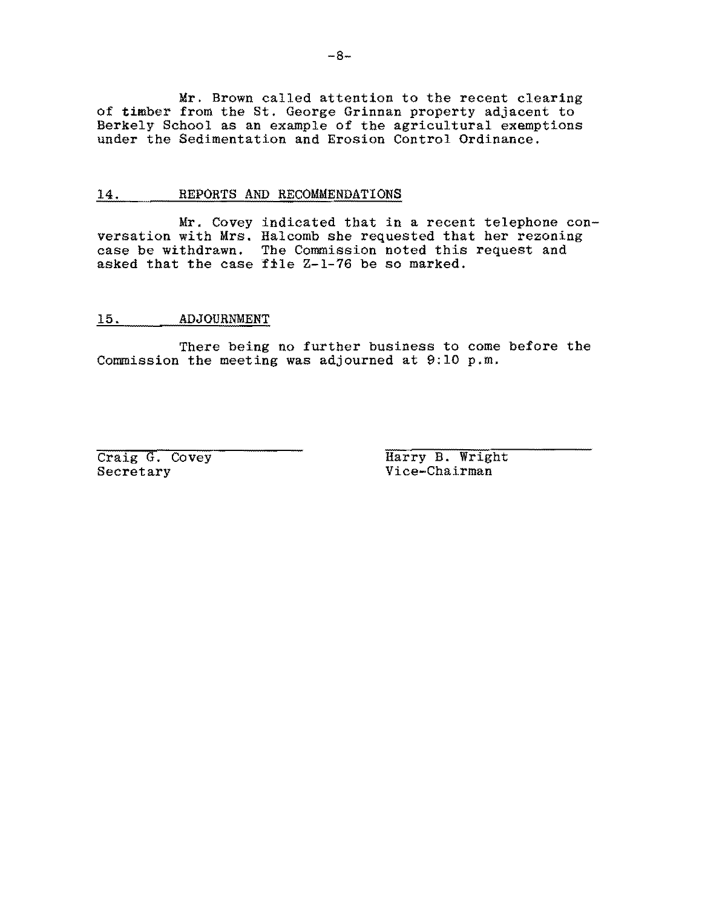Mr. Brown called attention to the recent clearing of timber from the St. George Grinnan property adjacent to Berkely School as an example of the agricultural exemptions under the Sedimentation and Erosion Control Ordinance.

## 14. REPORTS AND RECOMMENDATIONS

Mr. Covey indicated that in a recent telephone conversation with Mrs. Halcomb she requested that her rezoning case be withdrawn. The Commission noted this request and asked that the case file Z-1-76 be so marked.

## 15. ADJOURNMENT

There being no further business to come before the Commission the meeting was adjourned at 9:10 p.m.

Craig G. Covey
Secretary

Harry B. Wright
Vice-Chairman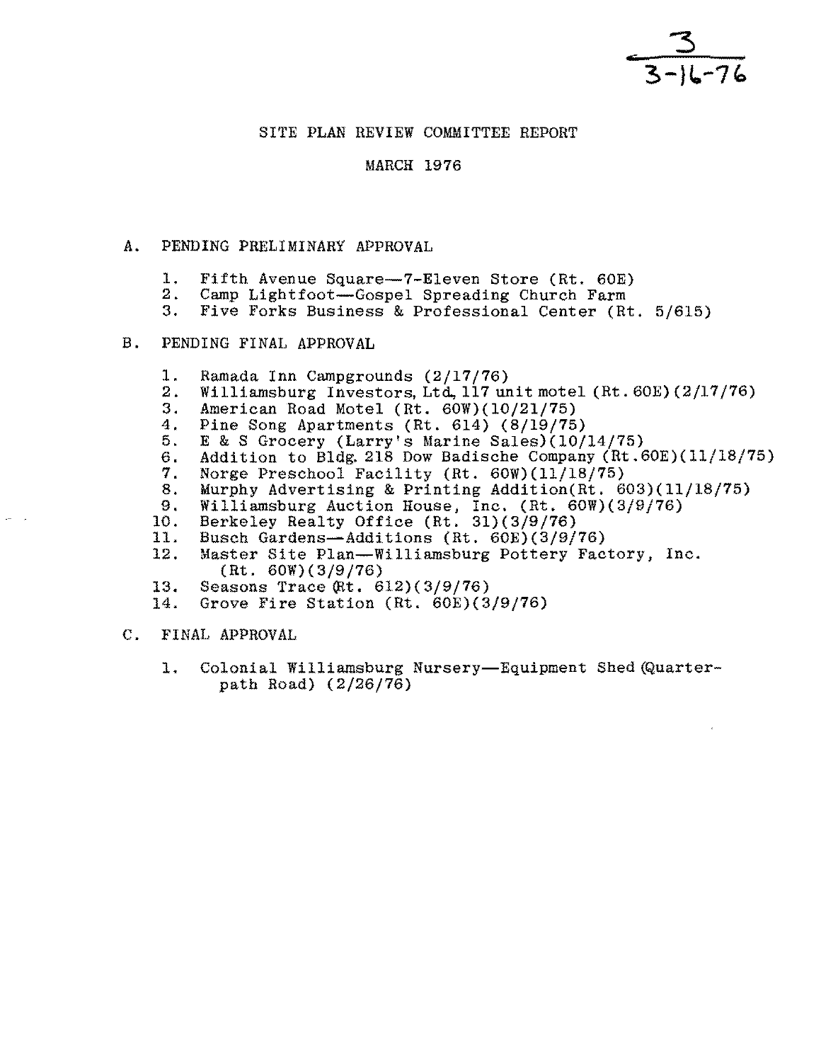3
3-16-76

# SITE PLAN REVIEW COMMITTEE REPORT

## MARCH 1976

A. PENDING PRELIMINARY APPROVAL

1. Fifth Avenue Square—7-Eleven Store (Rt. 60E)
2. Camp Lightfoot—Gospel Spreading Church Farm
3. Five Forks Business & Professional Center (Rt. 5/615)

B. PENDING FINAL APPROVAL

1. Ramada Inn Campgrounds (2/17/76)
2. Williamsburg Investors, Ltd, 117 unit motel (Rt. 60E) (2/17/76)
3. American Road Motel (Rt. 60W)(10/21/75)
4. Pine Song Apartments (Rt. 614) (8/19/75)
5. E & S Grocery (Larry's Marine Sales)(10/14/75)
6. Addition to Bldg. 218 Dow Badische Company (Rt.60E)(11/18/75)
7. Norge Preschool Facility (Rt. 60W)(11/18/75)
8. Murphy Advertising & Printing Addition(Rt. 603)(11/18/75)
9. Williamsburg Auction House, Inc. (Rt. 60W)(3/9/76)
10. Berkeley Realty Office (Rt. 31)(3/9/76)
11. Busch Gardens—Additions (Rt. 60E)(3/9/76)
12. Master Site Plan—Williamsburg Pottery Factory, Inc. (Rt. 60W)(3/9/76)
13. Seasons Trace (Rt. 612)(3/9/76)
14. Grove Fire Station (Rt. 60E)(3/9/76)

C. FINAL APPROVAL

1. Colonial Williamsburg Nursery—Equipment Shed (Quarterpath Road) (2/26/76)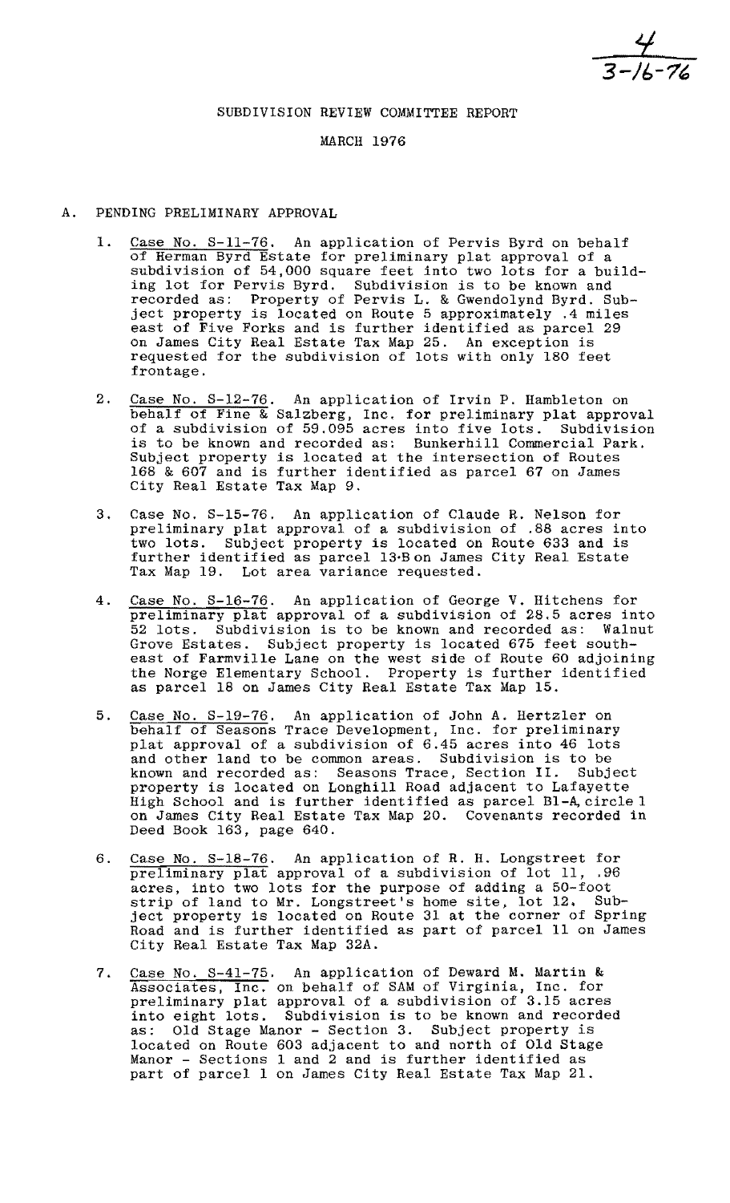4
3-16-76

SUBDIVISION REVIEW COMMITTEE REPORT

MARCH 1976

A. PENDING PRELIMINARY APPROVAL

1. Case No. S-11-76. An application of Pervis Byrd on behalf of Herman Byrd Estate for preliminary plat approval of a subdivision of 54,000 square feet into two lots for a building lot for Pervis Byrd. Subdivision is to be known and recorded as: Property of Pervis L. & Gwendolynd Byrd. Subject property is located on Route 5 approximately .4 miles east of Five Forks and is further identified as parcel 29 on James City Real Estate Tax Map 25. An exception is requested for the subdivision of lots with only 180 feet frontage.

2. Case No. S-12-76. An application of Irvin P. Hambleton on behalf of Fine & Salzberg, Inc. for preliminary plat approval of a subdivision of 59.095 acres into five lots. Subdivision is to be known and recorded as: Bunkerhill Commercial Park. Subject property is located at the intersection of Routes 168 & 607 and is further identified as parcel 67 on James City Real Estate Tax Map 9.

3. Case No. S-15-76. An application of Claude R. Nelson for preliminary plat approval of a subdivision of .88 acres into two lots. Subject property is located on Route 633 and is further identified as parcel 13-B on James City Real Estate Tax Map 19. Lot area variance requested.

4. Case No. S-16-76. An application of George V. Hitchens for preliminary plat approval of a subdivision of 28.5 acres into 52 lots. Subdivision is to be known and recorded as: Walnut Grove Estates. Subject property is located 675 feet southeast of Farmville Lane on the west side of Route 60 adjoining the Norge Elementary School. Property is further identified as parcel 18 on James City Real Estate Tax Map 15.

5. Case No. S-19-76. An application of John A. Hertzler on behalf of Seasons Trace Development, Inc. for preliminary plat approval of a subdivision of 6.45 acres into 46 lots and other land to be common areas. Subdivision is to be known and recorded as: Seasons Trace, Section II. Subject property is located on Longhill Road adjacent to Lafayette High School and is further identified as parcel B1-A, circle 1 on James City Real Estate Tax Map 20. Covenants recorded in Deed Book 163, page 640.

6. Case No. S-18-76. An application of R. H. Longstreet for preliminary plat approval of a subdivision of lot 11, .96 acres, into two lots for the purpose of adding a 50-foot strip of land to Mr. Longstreet's home site, lot 12. Subject property is located on Route 31 at the corner of Spring Road and is further identified as part of parcel 11 on James City Real Estate Tax Map 32A.

7. Case No. S-41-75. An application of Deward M. Martin & Associates, Inc. on behalf of SAM of Virginia, Inc. for preliminary plat approval of a subdivision of 3.15 acres into eight lots. Subdivision is to be known and recorded as: Old Stage Manor - Section 3. Subject property is located on Route 603 adjacent to and north of Old Stage Manor - Sections 1 and 2 and is further identified as part of parcel 1 on James City Real Estate Tax Map 21.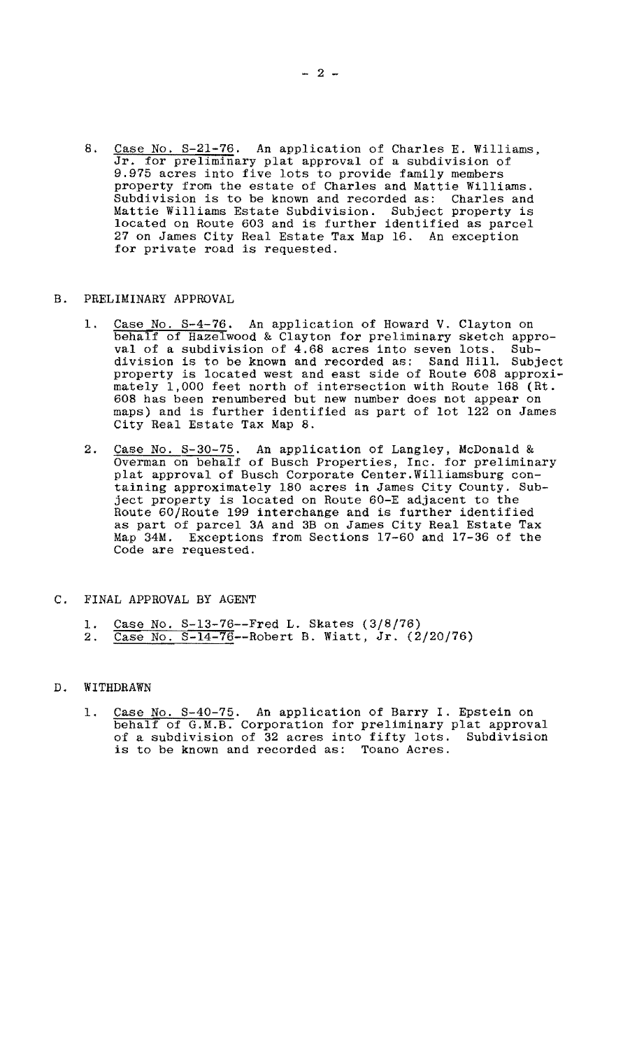8. Case No. S-21-76. An application of Charles E. Williams, Jr. for preliminary plat approval of a subdivision of 9.975 acres into five lots to provide family members property from the estate of Charles and Mattie Williams. Subdivision is to be known and recorded as: Charles and Mattie Williams Estate Subdivision. Subject property is located on Route 603 and is further identified as parcel 27 on James City Real Estate Tax Map 16. An exception for private road is requested.

B. PRELIMINARY APPROVAL

1. Case No. S-4-76. An application of Howard V. Clayton on behalf of Hazelwood & Clayton for preliminary sketch approval of a subdivision of 4.68 acres into seven lots. Subdivision is to be known and recorded as: Sand Hill. Subject property is located west and east side of Route 608 approximately 1,000 feet north of intersection with Route 168 (Rt. 608 has been renumbered but new number does not appear on maps) and is further identified as part of lot 122 on James City Real Estate Tax Map 8.

2. Case No. S-30-75. An application of Langley, McDonald & Overman on behalf of Busch Properties, Inc. for preliminary plat approval of Busch Corporate Center.Williamsburg containing approximately 180 acres in James City County. Subject property is located on Route 60-E adjacent to the Route 60/Route 199 interchange and is further identified as part of parcel 3A and 3B on James City Real Estate Tax Map 34M. Exceptions from Sections 17-60 and 17-36 of the Code are requested.

C. FINAL APPROVAL BY AGENT

1. Case No. S-13-76--Fred L. Skates (3/8/76)
2. Case No. S-14-76--Robert B. Wiatt, Jr. (2/20/76)

D. WITHDRAWN

1. Case No. S-40-75. An application of Barry I. Epstein on behalf of G.M.B. Corporation for preliminary plat approval of a subdivision of 32 acres into fifty lots. Subdivision is to be known and recorded as: Toano Acres.